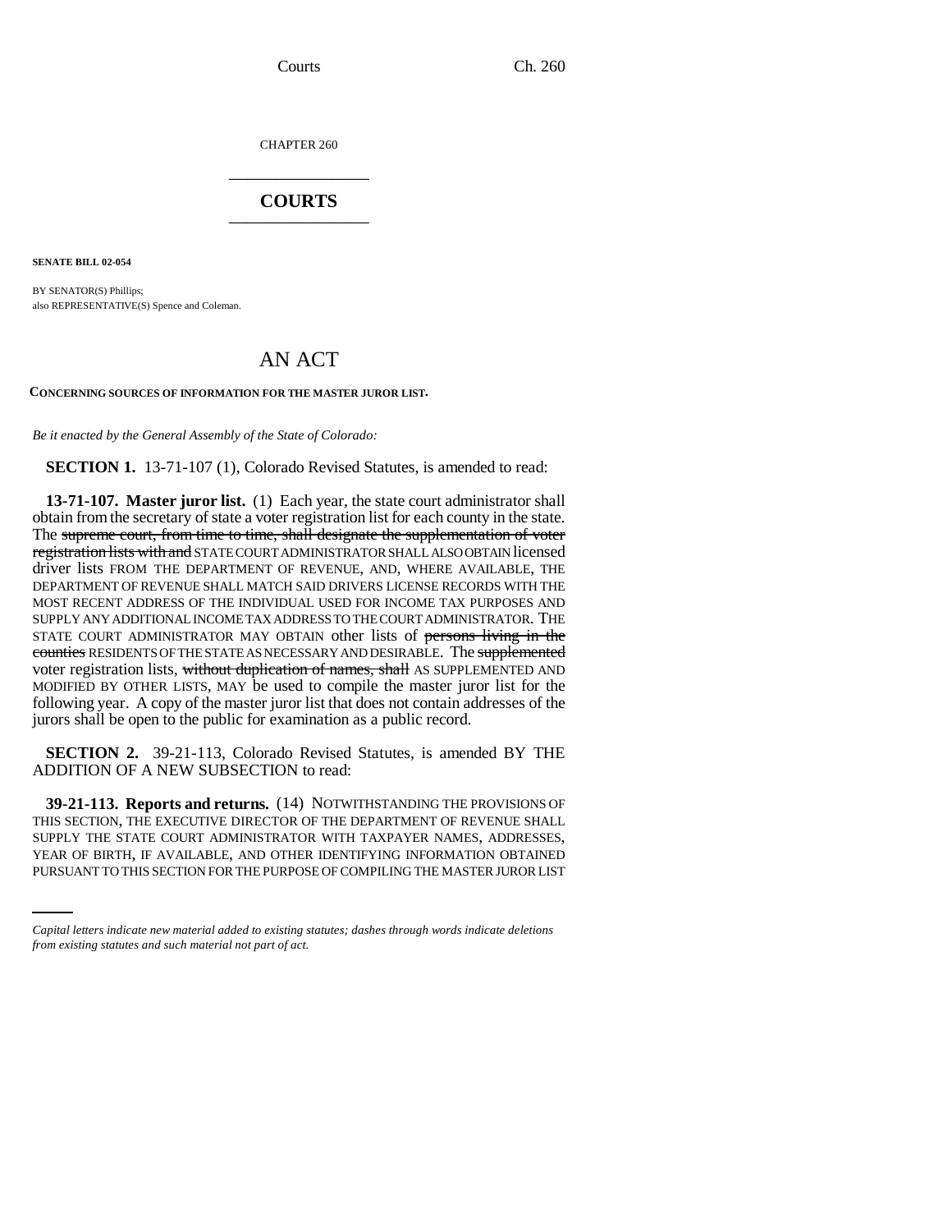CHAPTER 260

## COURTS

**SENATE BILL 02-054**

BY SENATOR(S) Phillips;
also REPRESENTATIVE(S) Spence and Coleman.

# AN ACT

**CONCERNING SOURCES OF INFORMATION FOR THE MASTER JUROR LIST.**

*Be it enacted by the General Assembly of the State of Colorado:*

**SECTION 1.** 13-71-107 (1), Colorado Revised Statutes, is amended to read:

**13-71-107. Master juror list.** (1) Each year, the state court administrator shall obtain from the secretary of state a voter registration list for each county in the state. The ~~supreme court, from time to time, shall designate the supplementation of voter registration lists with and~~ STATE COURT ADMINISTRATOR SHALL ALSO OBTAIN licensed driver lists FROM THE DEPARTMENT OF REVENUE, AND, WHERE AVAILABLE, THE DEPARTMENT OF REVENUE SHALL MATCH SAID DRIVERS LICENSE RECORDS WITH THE MOST RECENT ADDRESS OF THE INDIVIDUAL USED FOR INCOME TAX PURPOSES AND SUPPLY ANY ADDITIONAL INCOME TAX ADDRESS TO THE COURT ADMINISTRATOR. THE STATE COURT ADMINISTRATOR MAY OBTAIN other lists of ~~persons living in the counties~~ RESIDENTS OF THE STATE AS NECESSARY AND DESIRABLE. The ~~supplemented~~ voter registration lists, ~~without duplication of names, shall~~ AS SUPPLEMENTED AND MODIFIED BY OTHER LISTS, MAY be used to compile the master juror list for the following year. A copy of the master juror list that does not contain addresses of the jurors shall be open to the public for examination as a public record.

**SECTION 2.** 39-21-113, Colorado Revised Statutes, is amended BY THE ADDITION OF A NEW SUBSECTION to read:

**39-21-113. Reports and returns.** (14) NOTWITHSTANDING THE PROVISIONS OF THIS SECTION, THE EXECUTIVE DIRECTOR OF THE DEPARTMENT OF REVENUE SHALL SUPPLY THE STATE COURT ADMINISTRATOR WITH TAXPAYER NAMES, ADDRESSES, YEAR OF BIRTH, IF AVAILABLE, AND OTHER IDENTIFYING INFORMATION OBTAINED PURSUANT TO THIS SECTION FOR THE PURPOSE OF COMPILING THE MASTER JUROR LIST

*Capital letters indicate new material added to existing statutes; dashes through words indicate deletions from existing statutes and such material not part of act.*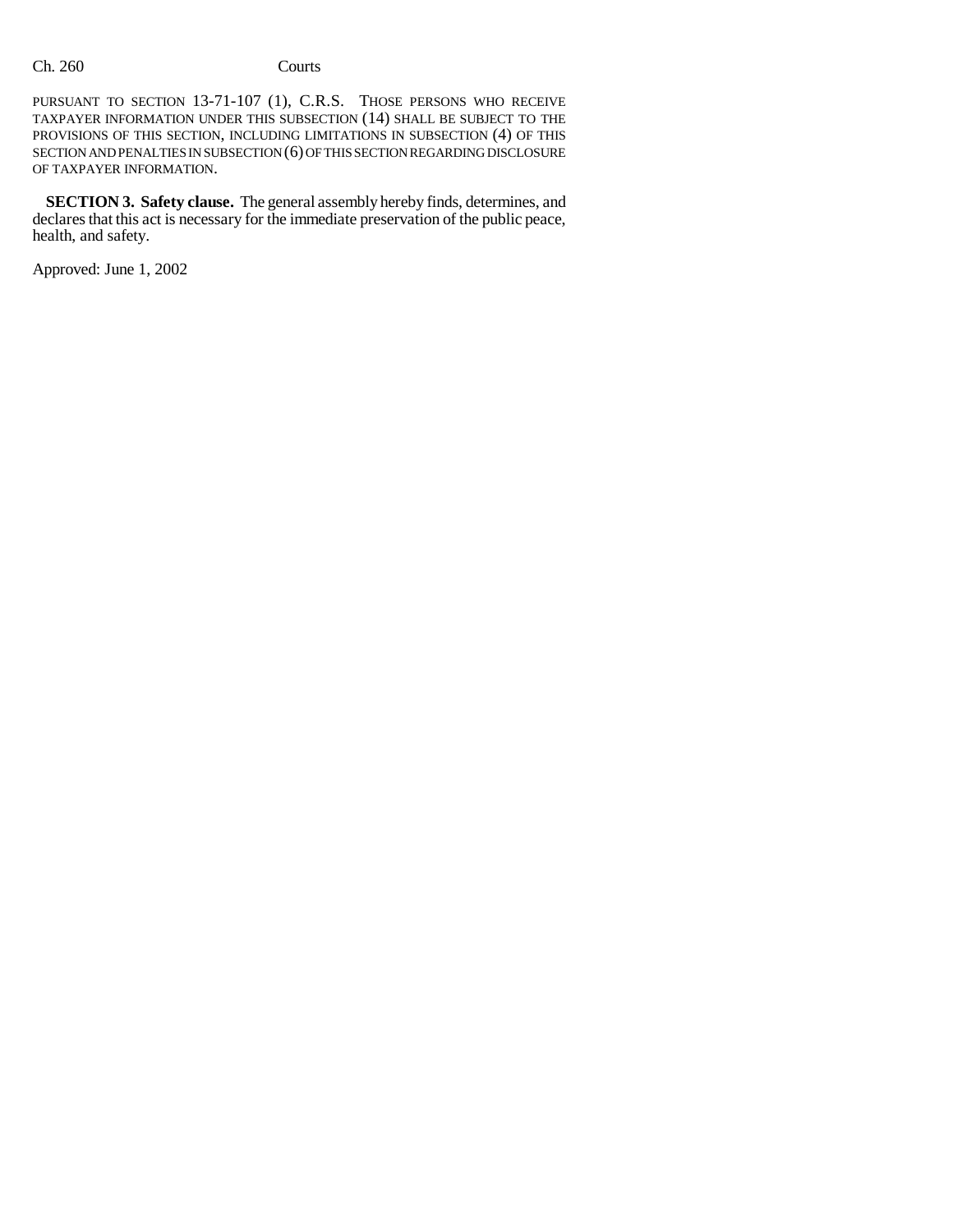PURSUANT TO SECTION 13-71-107 (1), C.R.S. THOSE PERSONS WHO RECEIVE TAXPAYER INFORMATION UNDER THIS SUBSECTION (14) SHALL BE SUBJECT TO THE PROVISIONS OF THIS SECTION, INCLUDING LIMITATIONS IN SUBSECTION (4) OF THIS SECTION AND PENALTIES IN SUBSECTION (6) OF THIS SECTION REGARDING DISCLOSURE OF TAXPAYER INFORMATION.

**SECTION 3. Safety clause.** The general assembly hereby finds, determines, and declares that this act is necessary for the immediate preservation of the public peace, health, and safety.

Approved: June 1, 2002